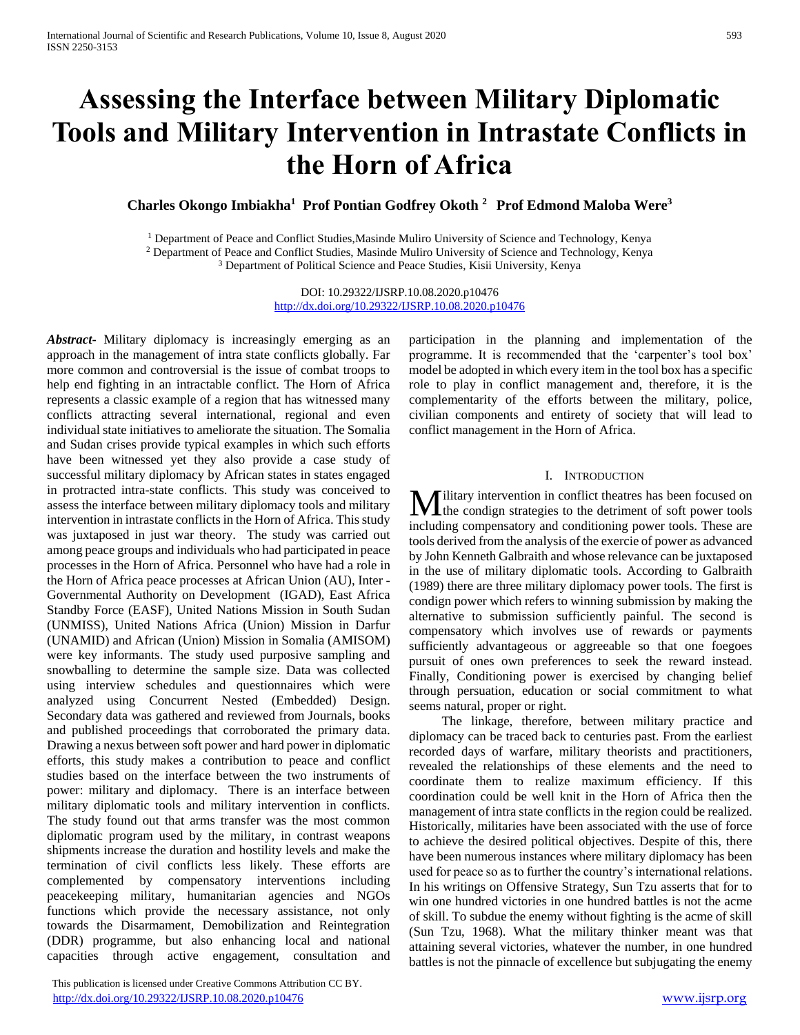# Assessing the Interface between Military Diplomatic Tools and Military Intervention in Intrastate Conflicts in the Horn of Africa

**Charles Okongo Imbiakha[1] Prof Pontian Godfrey Okoth[2] Prof Edmond Maloba Were[3]**

[1] Department of Peace and Conflict Studies,Masinde Muliro University of Science and Technology, Kenya
[2] Department of Peace and Conflict Studies, Masinde Muliro University of Science and Technology, Kenya
[3] Department of Political Science and Peace Studies, Kisii University, Kenya

DOI: 10.29322/IJSRP.10.08.2020.p10476
http://dx.doi.org/10.29322/IJSRP.10.08.2020.p10476

***Abstract*-** Military diplomacy is increasingly emerging as an approach in the management of intra state conflicts globally. Far more common and controversial is the issue of combat troops to help end fighting in an intractable conflict. The Horn of Africa represents a classic example of a region that has witnessed many conflicts attracting several international, regional and even individual state initiatives to ameliorate the situation. The Somalia and Sudan crises provide typical examples in which such efforts have been witnessed yet they also provide a case study of successful military diplomacy by African states in states engaged in protracted intra-state conflicts. This study was conceived to assess the interface between military diplomacy tools and military intervention in intrastate conflicts in the Horn of Africa. This study was juxtaposed in just war theory. The study was carried out among peace groups and individuals who had participated in peace processes in the Horn of Africa. Personnel who have had a role in the Horn of Africa peace processes at African Union (AU), Inter - Governmental Authority on Development (IGAD), East Africa Standby Force (EASF), United Nations Mission in South Sudan (UNMISS), United Nations Africa (Union) Mission in Darfur (UNAMID) and African (Union) Mission in Somalia (AMISOM) were key informants. The study used purposive sampling and snowballing to determine the sample size. Data was collected using interview schedules and questionnaires which were analyzed using Concurrent Nested (Embedded) Design. Secondary data was gathered and reviewed from Journals, books and published proceedings that corroborated the primary data. Drawing a nexus between soft power and hard power in diplomatic efforts, this study makes a contribution to peace and conflict studies based on the interface between the two instruments of power: military and diplomacy. There is an interface between military diplomatic tools and military intervention in conflicts. The study found out that arms transfer was the most common diplomatic program used by the military, in contrast weapons shipments increase the duration and hostility levels and make the termination of civil conflicts less likely. These efforts are complemented by compensatory interventions including peacekeeping military, humanitarian agencies and NGOs functions which provide the necessary assistance, not only towards the Disarmament, Demobilization and Reintegration (DDR) programme, but also enhancing local and national capacities through active engagement, consultation and participation in the planning and implementation of the programme. It is recommended that the 'carpenter's tool box' model be adopted in which every item in the tool box has a specific role to play in conflict management and, therefore, it is the complementarity of the efforts between the military, police, civilian components and entirety of society that will lead to conflict management in the Horn of Africa.

## I. Introduction

Military intervention in conflict theatres has been focused on the condign strategies to the detriment of soft power tools including compensatory and conditioning power tools. These are tools derived from the analysis of the exercie of power as advanced by John Kenneth Galbraith and whose relevance can be juxtaposed in the use of military diplomatic tools. According to Galbraith (1989) there are three military diplomacy power tools. The first is condign power which refers to winning submission by making the alternative to submission sufficiently painful. The second is compensatory which involves use of rewards or payments sufficiently advantageous or aggreeable so that one foegoes pursuit of ones own preferences to seek the reward instead. Finally, Conditioning power is exercised by changing belief through persuation, education or social commitment to what seems natural, proper or right.

The linkage, therefore, between military practice and diplomacy can be traced back to centuries past. From the earliest recorded days of warfare, military theorists and practitioners, revealed the relationships of these elements and the need to coordinate them to realize maximum efficiency. If this coordination could be well knit in the Horn of Africa then the management of intra state conflicts in the region could be realized. Historically, militaries have been associated with the use of force to achieve the desired political objectives. Despite of this, there have been numerous instances where military diplomacy has been used for peace so as to further the country's international relations. In his writings on Offensive Strategy, Sun Tzu asserts that for to win one hundred victories in one hundred battles is not the acme of skill. To subdue the enemy without fighting is the acme of skill (Sun Tzu, 1968). What the military thinker meant was that attaining several victories, whatever the number, in one hundred battles is not the pinnacle of excellence but subjugating the enemy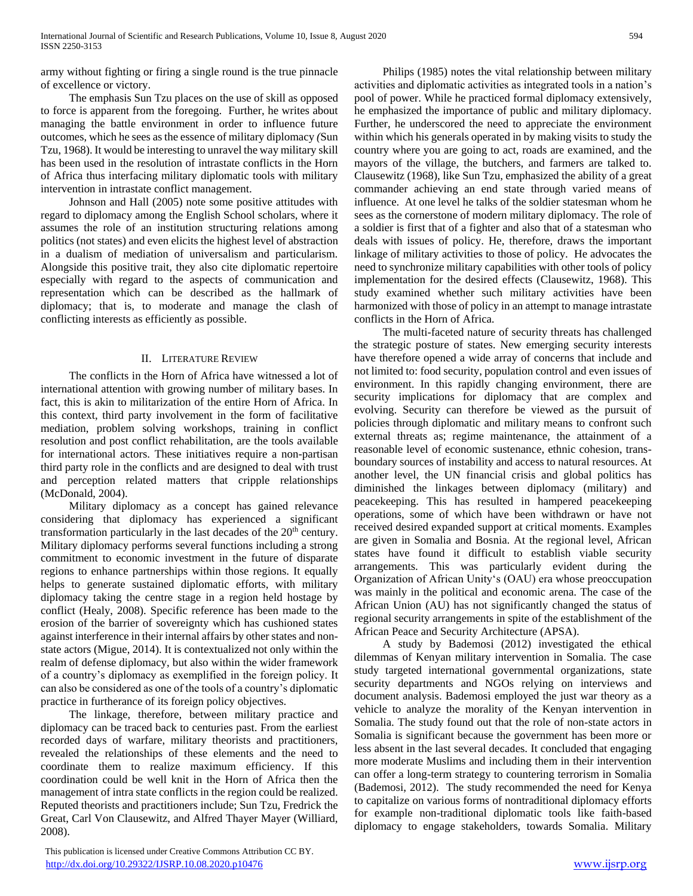army without fighting or firing a single round is the true pinnacle of excellence or victory.

The emphasis Sun Tzu places on the use of skill as opposed to force is apparent from the foregoing. Further, he writes about managing the battle environment in order to influence future outcomes, which he sees as the essence of military diplomacy (Sun Tzu, 1968). It would be interesting to unravel the way military skill has been used in the resolution of intrastate conflicts in the Horn of Africa thus interfacing military diplomatic tools with military intervention in intrastate conflict management.

Johnson and Hall (2005) note some positive attitudes with regard to diplomacy among the English School scholars, where it assumes the role of an institution structuring relations among politics (not states) and even elicits the highest level of abstraction in a dualism of mediation of universalism and particularism. Alongside this positive trait, they also cite diplomatic repertoire especially with regard to the aspects of communication and representation which can be described as the hallmark of diplomacy; that is, to moderate and manage the clash of conflicting interests as efficiently as possible.

## II. Literature Review

The conflicts in the Horn of Africa have witnessed a lot of international attention with growing number of military bases. In fact, this is akin to militarization of the entire Horn of Africa. In this context, third party involvement in the form of facilitative mediation, problem solving workshops, training in conflict resolution and post conflict rehabilitation, are the tools available for international actors. These initiatives require a non-partisan third party role in the conflicts and are designed to deal with trust and perception related matters that cripple relationships (McDonald, 2004).

Military diplomacy as a concept has gained relevance considering that diplomacy has experienced a significant transformation particularly in the last decades of the 20th century. Military diplomacy performs several functions including a strong commitment to economic investment in the future of disparate regions to enhance partnerships within those regions. It equally helps to generate sustained diplomatic efforts, with military diplomacy taking the centre stage in a region held hostage by conflict (Healy, 2008). Specific reference has been made to the erosion of the barrier of sovereignty which has cushioned states against interference in their internal affairs by other states and non-state actors (Migue, 2014). It is contextualized not only within the realm of defense diplomacy, but also within the wider framework of a country's diplomacy as exemplified in the foreign policy. It can also be considered as one of the tools of a country's diplomatic practice in furtherance of its foreign policy objectives.

The linkage, therefore, between military practice and diplomacy can be traced back to centuries past. From the earliest recorded days of warfare, military theorists and practitioners, revealed the relationships of these elements and the need to coordinate them to realize maximum efficiency. If this coordination could be well knit in the Horn of Africa then the management of intra state conflicts in the region could be realized. Reputed theorists and practitioners include; Sun Tzu, Fredrick the Great, Carl Von Clausewitz, and Alfred Thayer Mayer (Williard, 2008).

Philips (1985) notes the vital relationship between military activities and diplomatic activities as integrated tools in a nation's pool of power. While he practiced formal diplomacy extensively, he emphasized the importance of public and military diplomacy. Further, he underscored the need to appreciate the environment within which his generals operated in by making visits to study the country where you are going to act, roads are examined, and the mayors of the village, the butchers, and farmers are talked to. Clausewitz (1968), like Sun Tzu, emphasized the ability of a great commander achieving an end state through varied means of influence. At one level he talks of the soldier statesman whom he sees as the cornerstone of modern military diplomacy. The role of a soldier is first that of a fighter and also that of a statesman who deals with issues of policy. He, therefore, draws the important linkage of military activities to those of policy. He advocates the need to synchronize military capabilities with other tools of policy implementation for the desired effects (Clausewitz, 1968). This study examined whether such military activities have been harmonized with those of policy in an attempt to manage intrastate conflicts in the Horn of Africa.

The multi-faceted nature of security threats has challenged the strategic posture of states. New emerging security interests have therefore opened a wide array of concerns that include and not limited to: food security, population control and even issues of environment. In this rapidly changing environment, there are security implications for diplomacy that are complex and evolving. Security can therefore be viewed as the pursuit of policies through diplomatic and military means to confront such external threats as; regime maintenance, the attainment of a reasonable level of economic sustenance, ethnic cohesion, trans-boundary sources of instability and access to natural resources. At another level, the UN financial crisis and global politics has diminished the linkages between diplomacy (military) and peacekeeping. This has resulted in hampered peacekeeping operations, some of which have been withdrawn or have not received desired expanded support at critical moments. Examples are given in Somalia and Bosnia. At the regional level, African states have found it difficult to establish viable security arrangements. This was particularly evident during the Organization of African Unity's (OAU) era whose preoccupation was mainly in the political and economic arena. The case of the African Union (AU) has not significantly changed the status of regional security arrangements in spite of the establishment of the African Peace and Security Architecture (APSA).

A study by Bademosi (2012) investigated the ethical dilemmas of Kenyan military intervention in Somalia. The case study targeted international governmental organizations, state security departments and NGOs relying on interviews and document analysis. Bademosi employed the just war theory as a vehicle to analyze the morality of the Kenyan intervention in Somalia. The study found out that the role of non-state actors in Somalia is significant because the government has been more or less absent in the last several decades. It concluded that engaging more moderate Muslims and including them in their intervention can offer a long-term strategy to countering terrorism in Somalia (Bademosi, 2012). The study recommended the need for Kenya to capitalize on various forms of nontraditional diplomacy efforts for example non-traditional diplomatic tools like faith-based diplomacy to engage stakeholders, towards Somalia. Military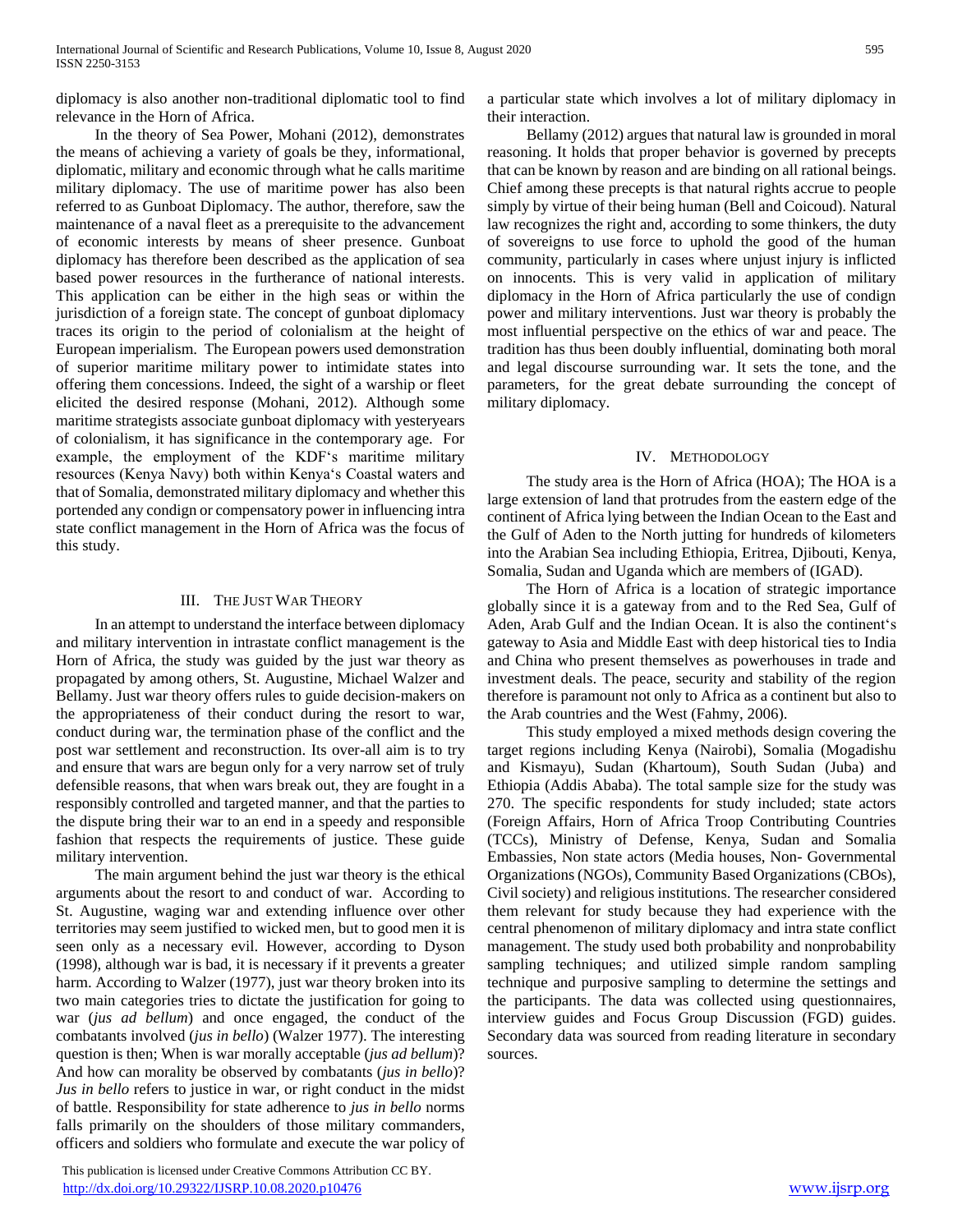diplomacy is also another non-traditional diplomatic tool to find relevance in the Horn of Africa.

In the theory of Sea Power, Mohani (2012), demonstrates the means of achieving a variety of goals be they, informational, diplomatic, military and economic through what he calls maritime military diplomacy. The use of maritime power has also been referred to as Gunboat Diplomacy. The author, therefore, saw the maintenance of a naval fleet as a prerequisite to the advancement of economic interests by means of sheer presence. Gunboat diplomacy has therefore been described as the application of sea based power resources in the furtherance of national interests. This application can be either in the high seas or within the jurisdiction of a foreign state. The concept of gunboat diplomacy traces its origin to the period of colonialism at the height of European imperialism. The European powers used demonstration of superior maritime military power to intimidate states into offering them concessions. Indeed, the sight of a warship or fleet elicited the desired response (Mohani, 2012). Although some maritime strategists associate gunboat diplomacy with yesteryears of colonialism, it has significance in the contemporary age. For example, the employment of the KDF's maritime military resources (Kenya Navy) both within Kenya's Coastal waters and that of Somalia, demonstrated military diplomacy and whether this portended any condign or compensatory power in influencing intra state conflict management in the Horn of Africa was the focus of this study.

## III. The Just War Theory

In an attempt to understand the interface between diplomacy and military intervention in intrastate conflict management is the Horn of Africa, the study was guided by the just war theory as propagated by among others, St. Augustine, Michael Walzer and Bellamy. Just war theory offers rules to guide decision-makers on the appropriateness of their conduct during the resort to war, conduct during war, the termination phase of the conflict and the post war settlement and reconstruction. Its over-all aim is to try and ensure that wars are begun only for a very narrow set of truly defensible reasons, that when wars break out, they are fought in a responsibly controlled and targeted manner, and that the parties to the dispute bring their war to an end in a speedy and responsible fashion that respects the requirements of justice. These guide military intervention.

The main argument behind the just war theory is the ethical arguments about the resort to and conduct of war. According to St. Augustine, waging war and extending influence over other territories may seem justified to wicked men, but to good men it is seen only as a necessary evil. However, according to Dyson (1998), although war is bad, it is necessary if it prevents a greater harm. According to Walzer (1977), just war theory broken into its two main categories tries to dictate the justification for going to war (*jus ad bellum*) and once engaged, the conduct of the combatants involved (*jus in bello*) (Walzer 1977). The interesting question is then; When is war morally acceptable (*jus ad bellum*)? And how can morality be observed by combatants (*jus in bello*)? *Jus in bello* refers to justice in war, or right conduct in the midst of battle. Responsibility for state adherence to *jus in bello* norms falls primarily on the shoulders of those military commanders, officers and soldiers who formulate and execute the war policy of a particular state which involves a lot of military diplomacy in their interaction.

Bellamy (2012) argues that natural law is grounded in moral reasoning. It holds that proper behavior is governed by precepts that can be known by reason and are binding on all rational beings. Chief among these precepts is that natural rights accrue to people simply by virtue of their being human (Bell and Coicoud). Natural law recognizes the right and, according to some thinkers, the duty of sovereigns to use force to uphold the good of the human community, particularly in cases where unjust injury is inflicted on innocents. This is very valid in application of military diplomacy in the Horn of Africa particularly the use of condign power and military interventions. Just war theory is probably the most influential perspective on the ethics of war and peace. The tradition has thus been doubly influential, dominating both moral and legal discourse surrounding war. It sets the tone, and the parameters, for the great debate surrounding the concept of military diplomacy.

## IV. Methodology

The study area is the Horn of Africa (HOA); The HOA is a large extension of land that protrudes from the eastern edge of the continent of Africa lying between the Indian Ocean to the East and the Gulf of Aden to the North jutting for hundreds of kilometers into the Arabian Sea including Ethiopia, Eritrea, Djibouti, Kenya, Somalia, Sudan and Uganda which are members of (IGAD).

The Horn of Africa is a location of strategic importance globally since it is a gateway from and to the Red Sea, Gulf of Aden, Arab Gulf and the Indian Ocean. It is also the continent's gateway to Asia and Middle East with deep historical ties to India and China who present themselves as powerhouses in trade and investment deals. The peace, security and stability of the region therefore is paramount not only to Africa as a continent but also to the Arab countries and the West (Fahmy, 2006).

This study employed a mixed methods design covering the target regions including Kenya (Nairobi), Somalia (Mogadishu and Kismayu), Sudan (Khartoum), South Sudan (Juba) and Ethiopia (Addis Ababa). The total sample size for the study was 270. The specific respondents for study included; state actors (Foreign Affairs, Horn of Africa Troop Contributing Countries (TCCs), Ministry of Defense, Kenya, Sudan and Somalia Embassies, Non state actors (Media houses, Non- Governmental Organizations (NGOs), Community Based Organizations (CBOs), Civil society) and religious institutions. The researcher considered them relevant for study because they had experience with the central phenomenon of military diplomacy and intra state conflict management. The study used both probability and nonprobability sampling techniques; and utilized simple random sampling technique and purposive sampling to determine the settings and the participants. The data was collected using questionnaires, interview guides and Focus Group Discussion (FGD) guides. Secondary data was sourced from reading literature in secondary sources.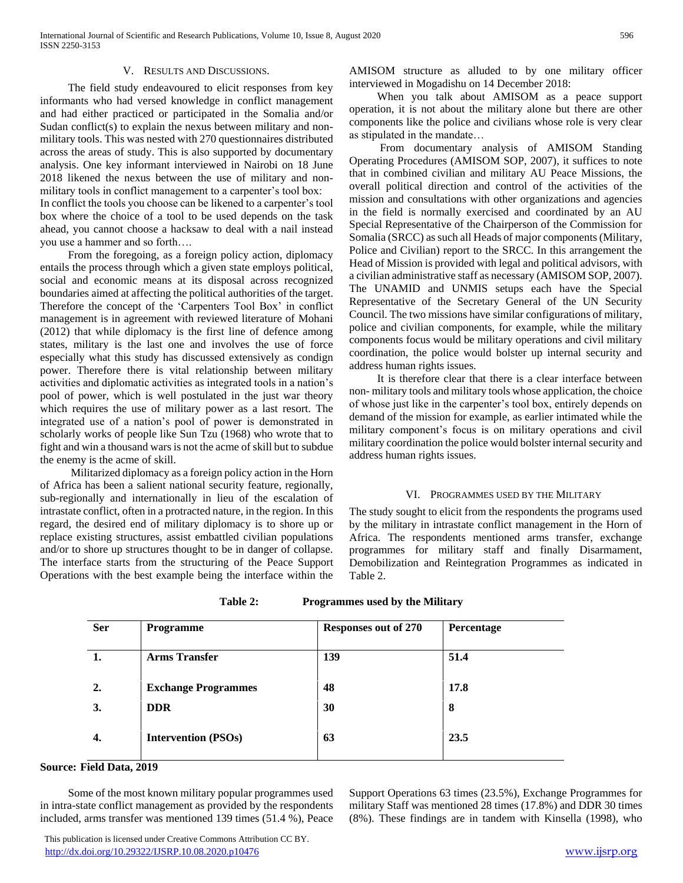## V. Results and Discussions.

The field study endeavoured to elicit responses from key informants who had versed knowledge in conflict management and had either practiced or participated in the Somalia and/or Sudan conflict(s) to explain the nexus between military and non-military tools. This was nested with 270 questionnaires distributed across the areas of study. This is also supported by documentary analysis. One key informant interviewed in Nairobi on 18 June 2018 likened the nexus between the use of military and non-military tools in conflict management to a carpenter's tool box:

In conflict the tools you choose can be likened to a carpenter's tool box where the choice of a tool to be used depends on the task ahead, you cannot choose a hacksaw to deal with a nail instead you use a hammer and so forth….

From the foregoing, as a foreign policy action, diplomacy entails the process through which a given state employs political, social and economic means at its disposal across recognized boundaries aimed at affecting the political authorities of the target. Therefore the concept of the 'Carpenters Tool Box' in conflict management is in agreement with reviewed literature of Mohani (2012) that while diplomacy is the first line of defence among states, military is the last one and involves the use of force especially what this study has discussed extensively as condign power. Therefore there is vital relationship between military activities and diplomatic activities as integrated tools in a nation's pool of power, which is well postulated in the just war theory which requires the use of military power as a last resort. The integrated use of a nation's pool of power is demonstrated in scholarly works of people like Sun Tzu (1968) who wrote that to fight and win a thousand wars is not the acme of skill but to subdue the enemy is the acme of skill.

Militarized diplomacy as a foreign policy action in the Horn of Africa has been a salient national security feature, regionally, sub-regionally and internationally in lieu of the escalation of intrastate conflict, often in a protracted nature, in the region. In this regard, the desired end of military diplomacy is to shore up or replace existing structures, assist embattled civilian populations and/or to shore up structures thought to be in danger of collapse. The interface starts from the structuring of the Peace Support Operations with the best example being the interface within the AMISOM structure as alluded to by one military officer interviewed in Mogadishu on 14 December 2018:

When you talk about AMISOM as a peace support operation, it is not about the military alone but there are other components like the police and civilians whose role is very clear as stipulated in the mandate…

From documentary analysis of AMISOM Standing Operating Procedures (AMISOM SOP, 2007), it suffices to note that in combined civilian and military AU Peace Missions, the overall political direction and control of the activities of the mission and consultations with other organizations and agencies in the field is normally exercised and coordinated by an AU Special Representative of the Chairperson of the Commission for Somalia (SRCC) as such all Heads of major components (Military, Police and Civilian) report to the SRCC. In this arrangement the Head of Mission is provided with legal and political advisors, with a civilian administrative staff as necessary (AMISOM SOP, 2007). The UNAMID and UNMIS setups each have the Special Representative of the Secretary General of the UN Security Council. The two missions have similar configurations of military, police and civilian components, for example, while the military components focus would be military operations and civil military coordination, the police would bolster up internal security and address human rights issues.

It is therefore clear that there is a clear interface between non- military tools and military tools whose application, the choice of whose just like in the carpenter's tool box, entirely depends on demand of the mission for example, as earlier intimated while the military component's focus is on military operations and civil military coordination the police would bolster internal security and address human rights issues.

## VI. Programmes used by the Military

The study sought to elicit from the respondents the programs used by the military in intrastate conflict management in the Horn of Africa. The respondents mentioned arms transfer, exchange programmes for military staff and finally Disarmament, Demobilization and Reintegration Programmes as indicated in Table 2.

**Table 2: Programmes used by the Military**

| Ser | Programme | Responses out of 270 | Percentage |
|---|---|---|---|
| **1.** | **Arms Transfer** | **139** | **51.4** |
| **2.** | **Exchange Programmes** | **48** | **17.8** |
| **3.** | **DDR** | **30** | **8** |
| **4.** | **Intervention (PSOs)** | **63** | **23.5** |

**Source: Field Data, 2019**

Some of the most known military popular programmes used in intra-state conflict management as provided by the respondents included, arms transfer was mentioned 139 times (51.4 %), Peace Support Operations 63 times (23.5%), Exchange Programmes for military Staff was mentioned 28 times (17.8%) and DDR 30 times (8%). These findings are in tandem with Kinsella (1998), who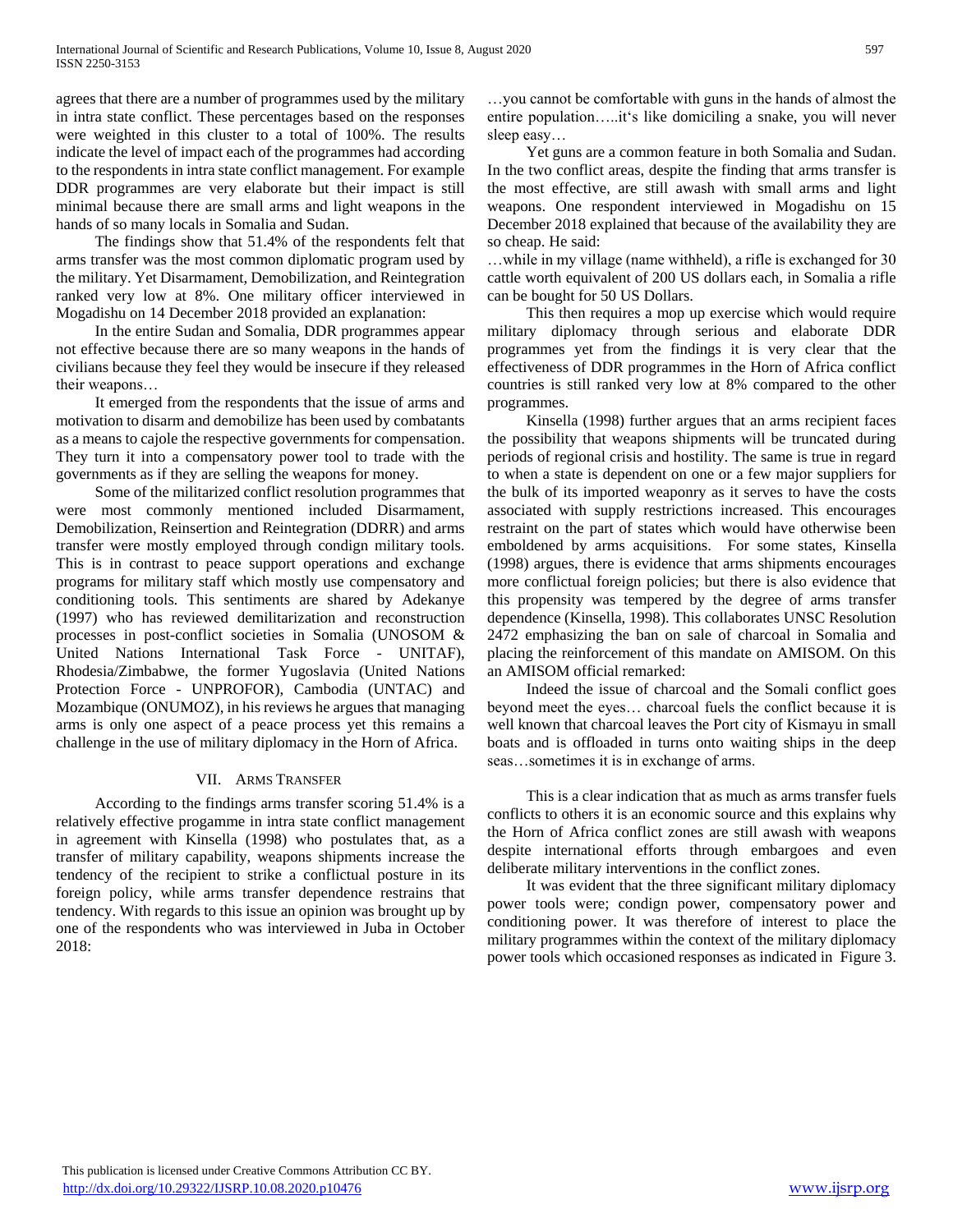agrees that there are a number of programmes used by the military in intra state conflict. These percentages based on the responses were weighted in this cluster to a total of 100%. The results indicate the level of impact each of the programmes had according to the respondents in intra state conflict management. For example DDR programmes are very elaborate but their impact is still minimal because there are small arms and light weapons in the hands of so many locals in Somalia and Sudan.

The findings show that 51.4% of the respondents felt that arms transfer was the most common diplomatic program used by the military. Yet Disarmament, Demobilization, and Reintegration ranked very low at 8%. One military officer interviewed in Mogadishu on 14 December 2018 provided an explanation:

In the entire Sudan and Somalia, DDR programmes appear not effective because there are so many weapons in the hands of civilians because they feel they would be insecure if they released their weapons…

It emerged from the respondents that the issue of arms and motivation to disarm and demobilize has been used by combatants as a means to cajole the respective governments for compensation. They turn it into a compensatory power tool to trade with the governments as if they are selling the weapons for money.

Some of the militarized conflict resolution programmes that were most commonly mentioned included Disarmament, Demobilization, Reinsertion and Reintegration (DDRR) and arms transfer were mostly employed through condign military tools. This is in contrast to peace support operations and exchange programs for military staff which mostly use compensatory and conditioning tools. This sentiments are shared by Adekanye (1997) who has reviewed demilitarization and reconstruction processes in post-conflict societies in Somalia (UNOSOM & United Nations International Task Force - UNITAF), Rhodesia/Zimbabwe, the former Yugoslavia (United Nations Protection Force - UNPROFOR), Cambodia (UNTAC) and Mozambique (ONUMOZ), in his reviews he argues that managing arms is only one aspect of a peace process yet this remains a challenge in the use of military diplomacy in the Horn of Africa.

## VII. Arms Transfer

According to the findings arms transfer scoring 51.4% is a relatively effective progamme in intra state conflict management in agreement with Kinsella (1998) who postulates that, as a transfer of military capability, weapons shipments increase the tendency of the recipient to strike a conflictual posture in its foreign policy, while arms transfer dependence restrains that tendency. With regards to this issue an opinion was brought up by one of the respondents who was interviewed in Juba in October 2018:

…you cannot be comfortable with guns in the hands of almost the entire population…..it's like domiciling a snake, you will never sleep easy…

Yet guns are a common feature in both Somalia and Sudan. In the two conflict areas, despite the finding that arms transfer is the most effective, are still awash with small arms and light weapons. One respondent interviewed in Mogadishu on 15 December 2018 explained that because of the availability they are so cheap. He said:

…while in my village (name withheld), a rifle is exchanged for 30 cattle worth equivalent of 200 US dollars each, in Somalia a rifle can be bought for 50 US Dollars.

This then requires a mop up exercise which would require military diplomacy through serious and elaborate DDR programmes yet from the findings it is very clear that the effectiveness of DDR programmes in the Horn of Africa conflict countries is still ranked very low at 8% compared to the other programmes.

Kinsella (1998) further argues that an arms recipient faces the possibility that weapons shipments will be truncated during periods of regional crisis and hostility. The same is true in regard to when a state is dependent on one or a few major suppliers for the bulk of its imported weaponry as it serves to have the costs associated with supply restrictions increased. This encourages restraint on the part of states which would have otherwise been emboldened by arms acquisitions. For some states, Kinsella (1998) argues, there is evidence that arms shipments encourages more conflictual foreign policies; but there is also evidence that this propensity was tempered by the degree of arms transfer dependence (Kinsella, 1998). This collaborates UNSC Resolution 2472 emphasizing the ban on sale of charcoal in Somalia and placing the reinforcement of this mandate on AMISOM. On this an AMISOM official remarked:

Indeed the issue of charcoal and the Somali conflict goes beyond meet the eyes… charcoal fuels the conflict because it is well known that charcoal leaves the Port city of Kismayu in small boats and is offloaded in turns onto waiting ships in the deep seas…sometimes it is in exchange of arms.

This is a clear indication that as much as arms transfer fuels conflicts to others it is an economic source and this explains why the Horn of Africa conflict zones are still awash with weapons despite international efforts through embargoes and even deliberate military interventions in the conflict zones.

It was evident that the three significant military diplomacy power tools were; condign power, compensatory power and conditioning power. It was therefore of interest to place the military programmes within the context of the military diplomacy power tools which occasioned responses as indicated in Figure 3.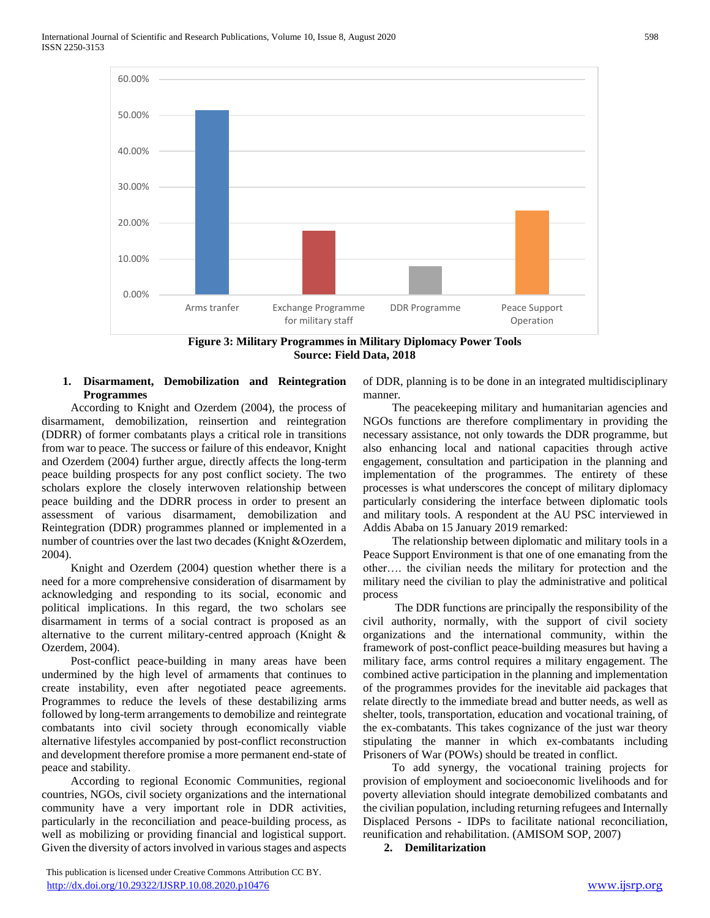Figure 3: Military Programmes in Military Diplomacy Power Tools
Source: Field Data, 2018

## 1. Disarmament, Demobilization and Reintegration Programmes

According to Knight and Ozerdem (2004), the process of disarmament, demobilization, reinsertion and reintegration (DDRR) of former combatants plays a critical role in transitions from war to peace. The success or failure of this endeavor, Knight and Ozerdem (2004) further argue, directly affects the long-term peace building prospects for any post conflict society. The two scholars explore the closely interwoven relationship between peace building and the DDRR process in order to present an assessment of various disarmament, demobilization and Reintegration (DDR) programmes planned or implemented in a number of countries over the last two decades (Knight &Ozerdem, 2004).

Knight and Ozerdem (2004) question whether there is a need for a more comprehensive consideration of disarmament by acknowledging and responding to its social, economic and political implications. In this regard, the two scholars see disarmament in terms of a social contract is proposed as an alternative to the current military-centred approach (Knight & Ozerdem, 2004).

Post-conflict peace-building in many areas have been undermined by the high level of armaments that continues to create instability, even after negotiated peace agreements. Programmes to reduce the levels of these destabilizing arms followed by long-term arrangements to demobilize and reintegrate combatants into civil society through economically viable alternative lifestyles accompanied by post-conflict reconstruction and development therefore promise a more permanent end-state of peace and stability.

According to regional Economic Communities, regional countries, NGOs, civil society organizations and the international community have a very important role in DDR activities, particularly in the reconciliation and peace-building process, as well as mobilizing or providing financial and logistical support. Given the diversity of actors involved in various stages and aspects of DDR, planning is to be done in an integrated multidisciplinary manner.

The peacekeeping military and humanitarian agencies and NGOs functions are therefore complimentary in providing the necessary assistance, not only towards the DDR programme, but also enhancing local and national capacities through active engagement, consultation and participation in the planning and implementation of the programmes. The entirety of these processes is what underscores the concept of military diplomacy particularly considering the interface between diplomatic tools and military tools. A respondent at the AU PSC interviewed in Addis Ababa on 15 January 2019 remarked:

The relationship between diplomatic and military tools in a Peace Support Environment is that one of one emanating from the other…. the civilian needs the military for protection and the military need the civilian to play the administrative and political process

The DDR functions are principally the responsibility of the civil authority, normally, with the support of civil society organizations and the international community, within the framework of post-conflict peace-building measures but having a military face, arms control requires a military engagement. The combined active participation in the planning and implementation of the programmes provides for the inevitable aid packages that relate directly to the immediate bread and butter needs, as well as shelter, tools, transportation, education and vocational training, of the ex-combatants. This takes cognizance of the just war theory stipulating the manner in which ex-combatants including Prisoners of War (POWs) should be treated in conflict.

To add synergy, the vocational training projects for provision of employment and socioeconomic livelihoods and for poverty alleviation should integrate demobilized combatants and the civilian population, including returning refugees and Internally Displaced Persons - IDPs to facilitate national reconciliation, reunification and rehabilitation. (AMISOM SOP, 2007)

## 2. Demilitarization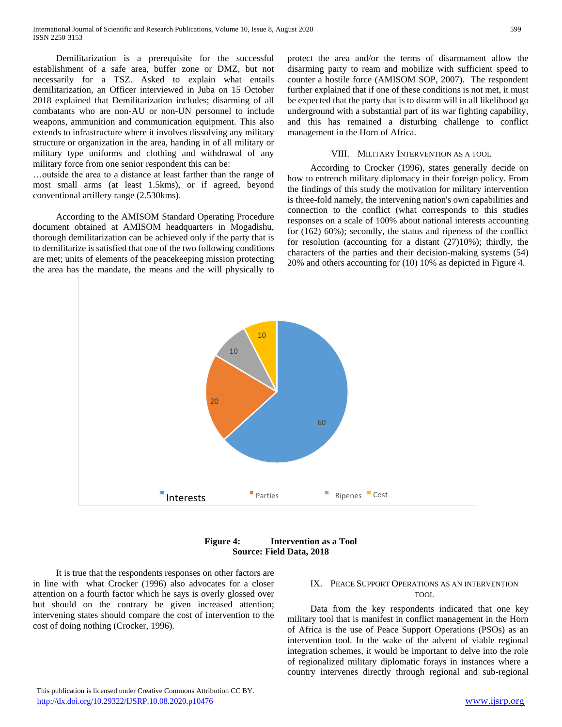Demilitarization is a prerequisite for the successful establishment of a safe area, buffer zone or DMZ, but not necessarily for a TSZ. Asked to explain what entails demilitarization, an Officer interviewed in Juba on 15 October 2018 explained that Demilitarization includes; disarming of all combatants who are non-AU or non-UN personnel to include weapons, ammunition and communication equipment. This also extends to infrastructure where it involves dissolving any military structure or organization in the area, handing in of all military or military type uniforms and clothing and withdrawal of any military force from one senior respondent this can be:

…outside the area to a distance at least farther than the range of most small arms (at least 1.5kms), or if agreed, beyond conventional artillery range (2.530kms).

According to the AMISOM Standard Operating Procedure document obtained at AMISOM headquarters in Mogadishu, thorough demilitarization can be achieved only if the party that is to demilitarize is satisfied that one of the two following conditions are met; units of elements of the peacekeeping mission protecting the area has the mandate, the means and the will physically to protect the area and/or the terms of disarmament allow the disarming party to ream and mobilize with sufficient speed to counter a hostile force (AMISOM SOP, 2007). The respondent further explained that if one of these conditions is not met, it must be expected that the party that is to disarm will in all likelihood go underground with a substantial part of its war fighting capability, and this has remained a disturbing challenge to conflict management in the Horn of Africa.

## VIII. Military Intervention as a Tool

According to Crocker (1996), states generally decide on how to entrench military diplomacy in their foreign policy. From the findings of this study the motivation for military intervention is three-fold namely, the intervening nation's own capabilities and connection to the conflict (what corresponds to this studies responses on a scale of 100% about national interests accounting for (162) 60%); secondly, the status and ripeness of the conflict for resolution (accounting for a distant (27)10%); thirdly, the characters of the parties and their decision-making systems (54) 20% and others accounting for (10) 10% as depicted in Figure 4.

| Category | Value |
|---|---|
| Interests | 60 |
| Parties | 20 |
| Ripenes | 10 |
| Cost | 10 |

**Figure 4: Intervention as a Tool**
**Source: Field Data, 2018**

It is true that the respondents responses on other factors are in line with what Crocker (1996) also advocates for a closer attention on a fourth factor which he says is overly glossed over but should on the contrary be given increased attention; intervening states should compare the cost of intervention to the cost of doing nothing (Crocker, 1996).

## IX. Peace Support Operations as an Intervention Tool

Data from the key respondents indicated that one key military tool that is manifest in conflict management in the Horn of Africa is the use of Peace Support Operations (PSOs) as an intervention tool. In the wake of the advent of viable regional integration schemes, it would be important to delve into the role of regionalized military diplomatic forays in instances where a country intervenes directly through regional and sub-regional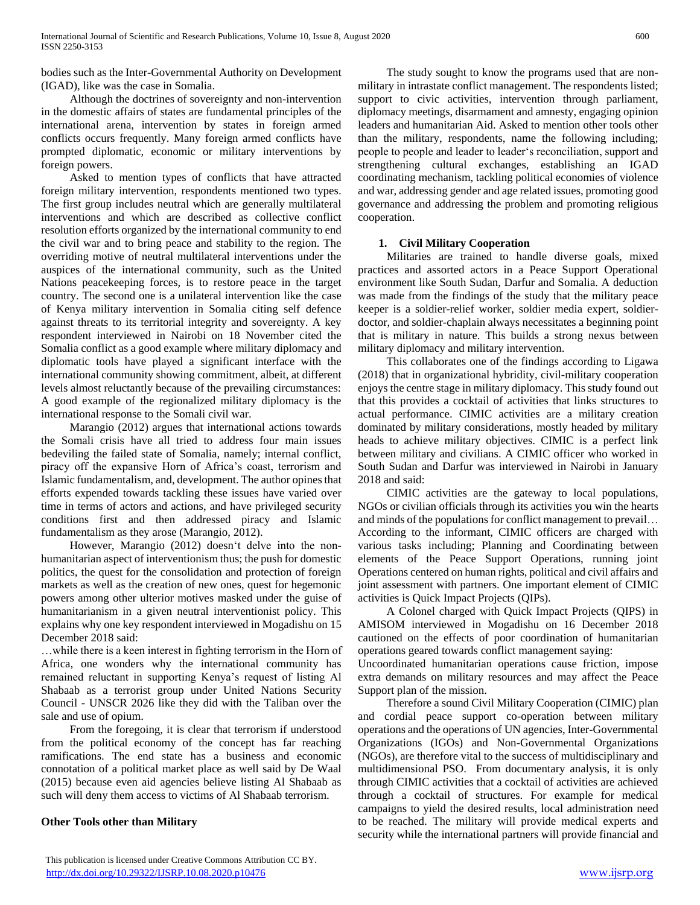bodies such as the Inter-Governmental Authority on Development (IGAD), like was the case in Somalia.

Although the doctrines of sovereignty and non-intervention in the domestic affairs of states are fundamental principles of the international arena, intervention by states in foreign armed conflicts occurs frequently. Many foreign armed conflicts have prompted diplomatic, economic or military interventions by foreign powers.

Asked to mention types of conflicts that have attracted foreign military intervention, respondents mentioned two types. The first group includes neutral which are generally multilateral interventions and which are described as collective conflict resolution efforts organized by the international community to end the civil war and to bring peace and stability to the region. The overriding motive of neutral multilateral interventions under the auspices of the international community, such as the United Nations peacekeeping forces, is to restore peace in the target country. The second one is a unilateral intervention like the case of Kenya military intervention in Somalia citing self defence against threats to its territorial integrity and sovereignty. A key respondent interviewed in Nairobi on 18 November cited the Somalia conflict as a good example where military diplomacy and diplomatic tools have played a significant interface with the international community showing commitment, albeit, at different levels almost reluctantly because of the prevailing circumstances: A good example of the regionalized military diplomacy is the international response to the Somali civil war.

Marangio (2012) argues that international actions towards the Somali crisis have all tried to address four main issues bedeviling the failed state of Somalia, namely; internal conflict, piracy off the expansive Horn of Africa's coast, terrorism and Islamic fundamentalism, and, development. The author opines that efforts expended towards tackling these issues have varied over time in terms of actors and actions, and have privileged security conditions first and then addressed piracy and Islamic fundamentalism as they arose (Marangio, 2012).

However, Marangio (2012) doesn't delve into the non-humanitarian aspect of interventionism thus; the push for domestic politics, the quest for the consolidation and protection of foreign markets as well as the creation of new ones, quest for hegemonic powers among other ulterior motives masked under the guise of humanitarianism in a given neutral interventionist policy. This explains why one key respondent interviewed in Mogadishu on 15 December 2018 said:

…while there is a keen interest in fighting terrorism in the Horn of Africa, one wonders why the international community has remained reluctant in supporting Kenya's request of listing Al Shabaab as a terrorist group under United Nations Security Council - UNSCR 2026 like they did with the Taliban over the sale and use of opium.

From the foregoing, it is clear that terrorism if understood from the political economy of the concept has far reaching ramifications. The end state has a business and economic connotation of a political market place as well said by De Waal (2015) because even aid agencies believe listing Al Shabaab as such will deny them access to victims of Al Shabaab terrorism.

**Other Tools other than Military**

The study sought to know the programs used that are non-military in intrastate conflict management. The respondents listed; support to civic activities, intervention through parliament, diplomacy meetings, disarmament and amnesty, engaging opinion leaders and humanitarian Aid. Asked to mention other tools other than the military, respondents, name the following including; people to people and leader to leader's reconciliation, support and strengthening cultural exchanges, establishing an IGAD coordinating mechanism, tackling political economies of violence and war, addressing gender and age related issues, promoting good governance and addressing the problem and promoting religious cooperation.

**1. Civil Military Cooperation**

Militaries are trained to handle diverse goals, mixed practices and assorted actors in a Peace Support Operational environment like South Sudan, Darfur and Somalia. A deduction was made from the findings of the study that the military peace keeper is a soldier-relief worker, soldier media expert, soldier-doctor, and soldier-chaplain always necessitates a beginning point that is military in nature. This builds a strong nexus between military diplomacy and military intervention.

This collaborates one of the findings according to Ligawa (2018) that in organizational hybridity, civil-military cooperation enjoys the centre stage in military diplomacy. This study found out that this provides a cocktail of activities that links structures to actual performance. CIMIC activities are a military creation dominated by military considerations, mostly headed by military heads to achieve military objectives. CIMIC is a perfect link between military and civilians. A CIMIC officer who worked in South Sudan and Darfur was interviewed in Nairobi in January 2018 and said:

CIMIC activities are the gateway to local populations, NGOs or civilian officials through its activities you win the hearts and minds of the populations for conflict management to prevail… According to the informant, CIMIC officers are charged with various tasks including; Planning and Coordinating between elements of the Peace Support Operations, running joint Operations centered on human rights, political and civil affairs and joint assessment with partners. One important element of CIMIC activities is Quick Impact Projects (QIPs).

A Colonel charged with Quick Impact Projects (QIPS) in AMISOM interviewed in Mogadishu on 16 December 2018 cautioned on the effects of poor coordination of humanitarian operations geared towards conflict management saying:

Uncoordinated humanitarian operations cause friction, impose extra demands on military resources and may affect the Peace Support plan of the mission.

Therefore a sound Civil Military Cooperation (CIMIC) plan and cordial peace support co-operation between military operations and the operations of UN agencies, Inter-Governmental Organizations (IGOs) and Non-Governmental Organizations (NGOs), are therefore vital to the success of multidisciplinary and multidimensional PSO. From documentary analysis, it is only through CIMIC activities that a cocktail of activities are achieved through a cocktail of structures. For example for medical campaigns to yield the desired results, local administration need to be reached. The military will provide medical experts and security while the international partners will provide financial and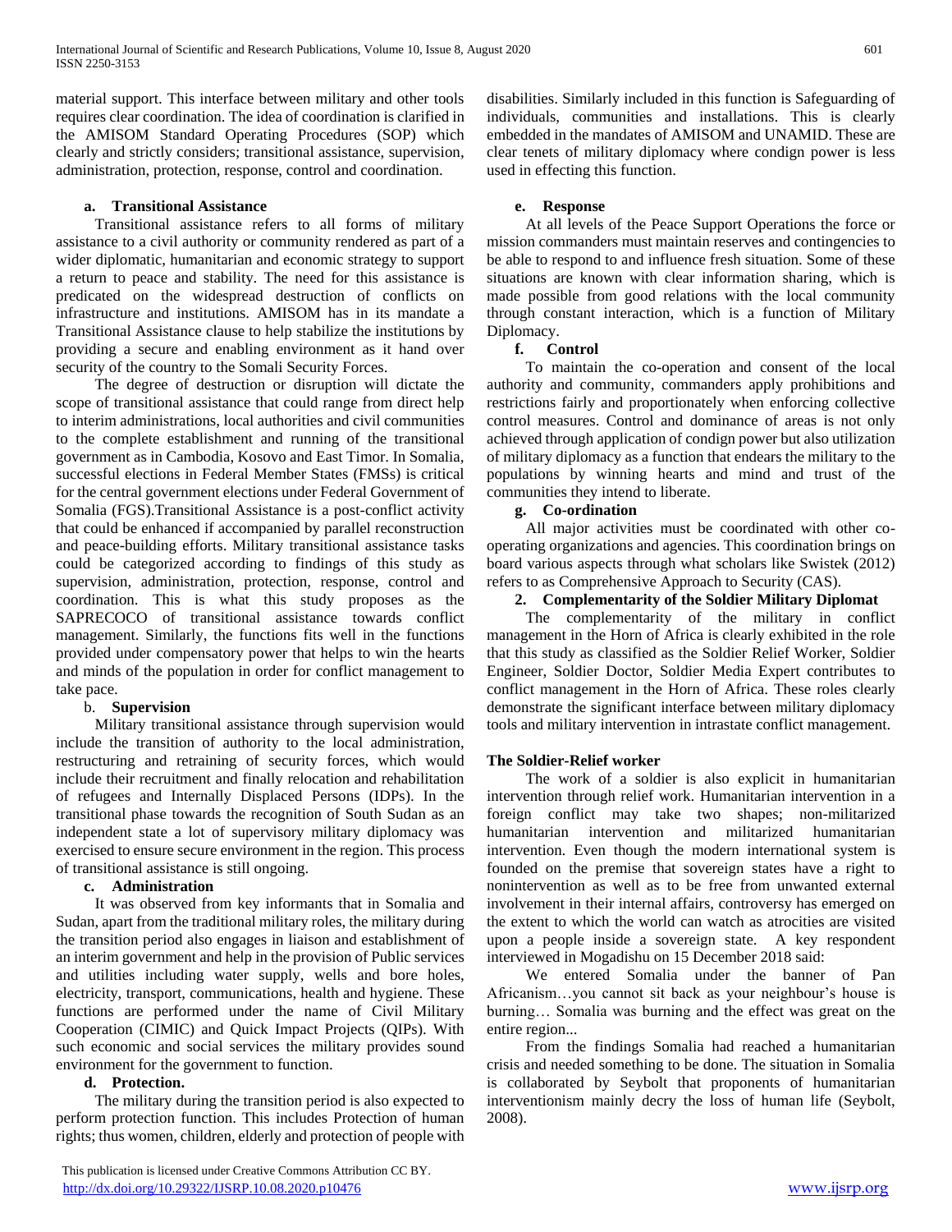material support. This interface between military and other tools requires clear coordination. The idea of coordination is clarified in the AMISOM Standard Operating Procedures (SOP) which clearly and strictly considers; transitional assistance, supervision, administration, protection, response, control and coordination.

**a. Transitional Assistance**

Transitional assistance refers to all forms of military assistance to a civil authority or community rendered as part of a wider diplomatic, humanitarian and economic strategy to support a return to peace and stability. The need for this assistance is predicated on the widespread destruction of conflicts on infrastructure and institutions. AMISOM has in its mandate a Transitional Assistance clause to help stabilize the institutions by providing a secure and enabling environment as it hand over security of the country to the Somali Security Forces.

The degree of destruction or disruption will dictate the scope of transitional assistance that could range from direct help to interim administrations, local authorities and civil communities to the complete establishment and running of the transitional government as in Cambodia, Kosovo and East Timor. In Somalia, successful elections in Federal Member States (FMSs) is critical for the central government elections under Federal Government of Somalia (FGS).Transitional Assistance is a post-conflict activity that could be enhanced if accompanied by parallel reconstruction and peace-building efforts. Military transitional assistance tasks could be categorized according to findings of this study as supervision, administration, protection, response, control and coordination. This is what this study proposes as the SAPRECOCO of transitional assistance towards conflict management. Similarly, the functions fits well in the functions provided under compensatory power that helps to win the hearts and minds of the population in order for conflict management to take pace.

**b. Supervision**

Military transitional assistance through supervision would include the transition of authority to the local administration, restructuring and retraining of security forces, which would include their recruitment and finally relocation and rehabilitation of refugees and Internally Displaced Persons (IDPs). In the transitional phase towards the recognition of South Sudan as an independent state a lot of supervisory military diplomacy was exercised to ensure secure environment in the region. This process of transitional assistance is still ongoing.

**c. Administration**

It was observed from key informants that in Somalia and Sudan, apart from the traditional military roles, the military during the transition period also engages in liaison and establishment of an interim government and help in the provision of Public services and utilities including water supply, wells and bore holes, electricity, transport, communications, health and hygiene. These functions are performed under the name of Civil Military Cooperation (CIMIC) and Quick Impact Projects (QIPs). With such economic and social services the military provides sound environment for the government to function.

**d. Protection.**

The military during the transition period is also expected to perform protection function. This includes Protection of human rights; thus women, children, elderly and protection of people with disabilities. Similarly included in this function is Safeguarding of individuals, communities and installations. This is clearly embedded in the mandates of AMISOM and UNAMID. These are clear tenets of military diplomacy where condign power is less used in effecting this function.

**e. Response**

At all levels of the Peace Support Operations the force or mission commanders must maintain reserves and contingencies to be able to respond to and influence fresh situation. Some of these situations are known with clear information sharing, which is made possible from good relations with the local community through constant interaction, which is a function of Military Diplomacy.

**f. Control**

To maintain the co-operation and consent of the local authority and community, commanders apply prohibitions and restrictions fairly and proportionately when enforcing collective control measures. Control and dominance of areas is not only achieved through application of condign power but also utilization of military diplomacy as a function that endears the military to the populations by winning hearts and mind and trust of the communities they intend to liberate.

**g. Co-ordination**

All major activities must be coordinated with other co-operating organizations and agencies. This coordination brings on board various aspects through what scholars like Swistek (2012) refers to as Comprehensive Approach to Security (CAS).

**2. Complementarity of the Soldier Military Diplomat**

The complementarity of the military in conflict management in the Horn of Africa is clearly exhibited in the role that this study as classified as the Soldier Relief Worker, Soldier Engineer, Soldier Doctor, Soldier Media Expert contributes to conflict management in the Horn of Africa. These roles clearly demonstrate the significant interface between military diplomacy tools and military intervention in intrastate conflict management.

**The Soldier-Relief worker**

The work of a soldier is also explicit in humanitarian intervention through relief work. Humanitarian intervention in a foreign conflict may take two shapes; non-militarized humanitarian intervention and militarized humanitarian intervention. Even though the modern international system is founded on the premise that sovereign states have a right to nonintervention as well as to be free from unwanted external involvement in their internal affairs, controversy has emerged on the extent to which the world can watch as atrocities are visited upon a people inside a sovereign state. A key respondent interviewed in Mogadishu on 15 December 2018 said:

We entered Somalia under the banner of Pan Africanism…you cannot sit back as your neighbour's house is burning… Somalia was burning and the effect was great on the entire region...

From the findings Somalia had reached a humanitarian crisis and needed something to be done. The situation in Somalia is collaborated by Seybolt that proponents of humanitarian interventionism mainly decry the loss of human life (Seybolt, 2008).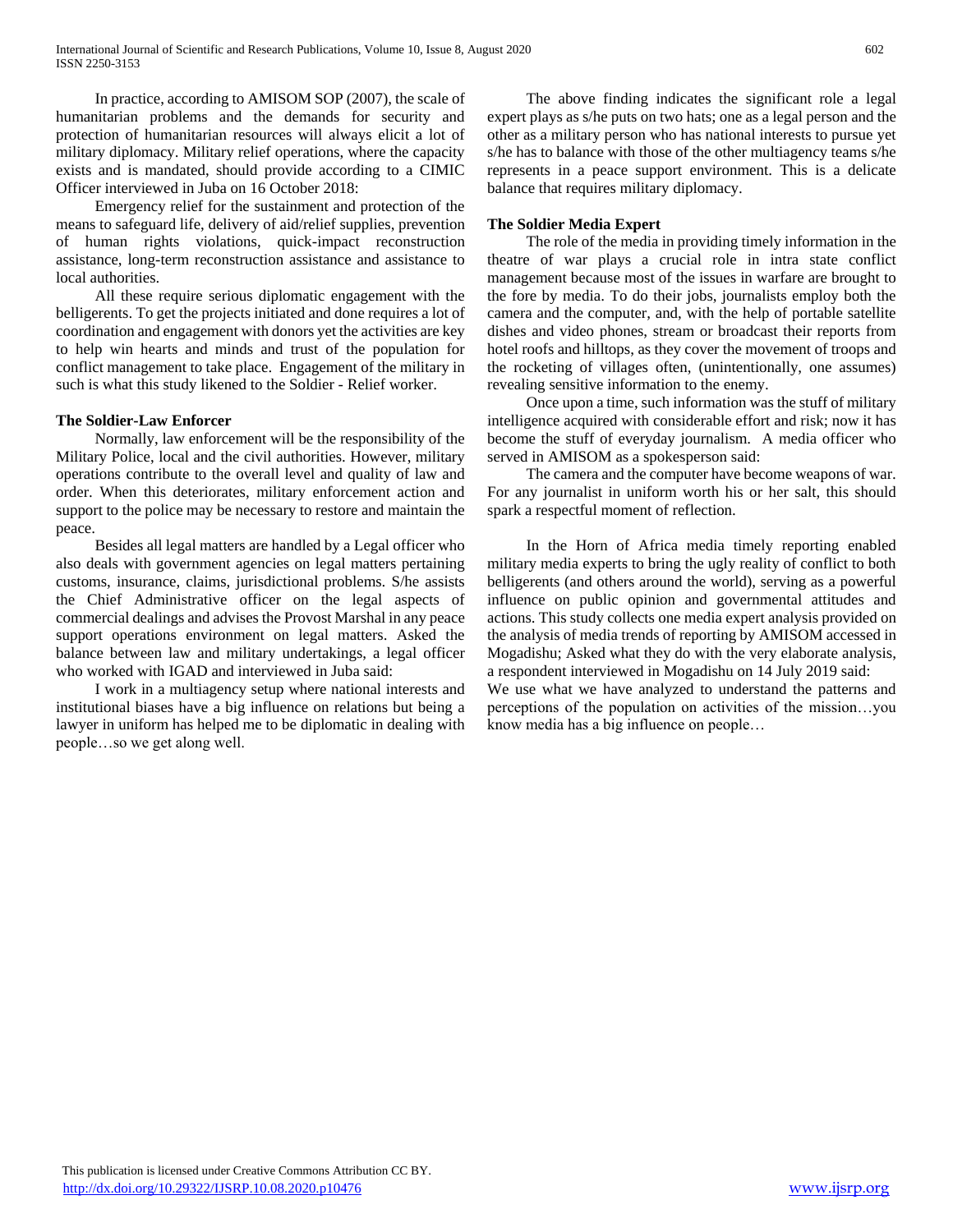In practice, according to AMISOM SOP (2007), the scale of humanitarian problems and the demands for security and protection of humanitarian resources will always elicit a lot of military diplomacy. Military relief operations, where the capacity exists and is mandated, should provide according to a CIMIC Officer interviewed in Juba on 16 October 2018:

Emergency relief for the sustainment and protection of the means to safeguard life, delivery of aid/relief supplies, prevention of human rights violations, quick-impact reconstruction assistance, long-term reconstruction assistance and assistance to local authorities.

All these require serious diplomatic engagement with the belligerents. To get the projects initiated and done requires a lot of coordination and engagement with donors yet the activities are key to help win hearts and minds and trust of the population for conflict management to take place. Engagement of the military in such is what this study likened to the Soldier - Relief worker.

**The Soldier-Law Enforcer**

Normally, law enforcement will be the responsibility of the Military Police, local and the civil authorities. However, military operations contribute to the overall level and quality of law and order. When this deteriorates, military enforcement action and support to the police may be necessary to restore and maintain the peace.

Besides all legal matters are handled by a Legal officer who also deals with government agencies on legal matters pertaining customs, insurance, claims, jurisdictional problems. S/he assists the Chief Administrative officer on the legal aspects of commercial dealings and advises the Provost Marshal in any peace support operations environment on legal matters. Asked the balance between law and military undertakings, a legal officer who worked with IGAD and interviewed in Juba said:

I work in a multiagency setup where national interests and institutional biases have a big influence on relations but being a lawyer in uniform has helped me to be diplomatic in dealing with people…so we get along well.

The above finding indicates the significant role a legal expert plays as s/he puts on two hats; one as a legal person and the other as a military person who has national interests to pursue yet s/he has to balance with those of the other multiagency teams s/he represents in a peace support environment. This is a delicate balance that requires military diplomacy.

**The Soldier Media Expert**

The role of the media in providing timely information in the theatre of war plays a crucial role in intra state conflict management because most of the issues in warfare are brought to the fore by media. To do their jobs, journalists employ both the camera and the computer, and, with the help of portable satellite dishes and video phones, stream or broadcast their reports from hotel roofs and hilltops, as they cover the movement of troops and the rocketing of villages often, (unintentionally, one assumes) revealing sensitive information to the enemy.

Once upon a time, such information was the stuff of military intelligence acquired with considerable effort and risk; now it has become the stuff of everyday journalism. A media officer who served in AMISOM as a spokesperson said:

The camera and the computer have become weapons of war. For any journalist in uniform worth his or her salt, this should spark a respectful moment of reflection.

In the Horn of Africa media timely reporting enabled military media experts to bring the ugly reality of conflict to both belligerents (and others around the world), serving as a powerful influence on public opinion and governmental attitudes and actions. This study collects one media expert analysis provided on the analysis of media trends of reporting by AMISOM accessed in Mogadishu; Asked what they do with the very elaborate analysis, a respondent interviewed in Mogadishu on 14 July 2019 said:

We use what we have analyzed to understand the patterns and perceptions of the population on activities of the mission…you know media has a big influence on people…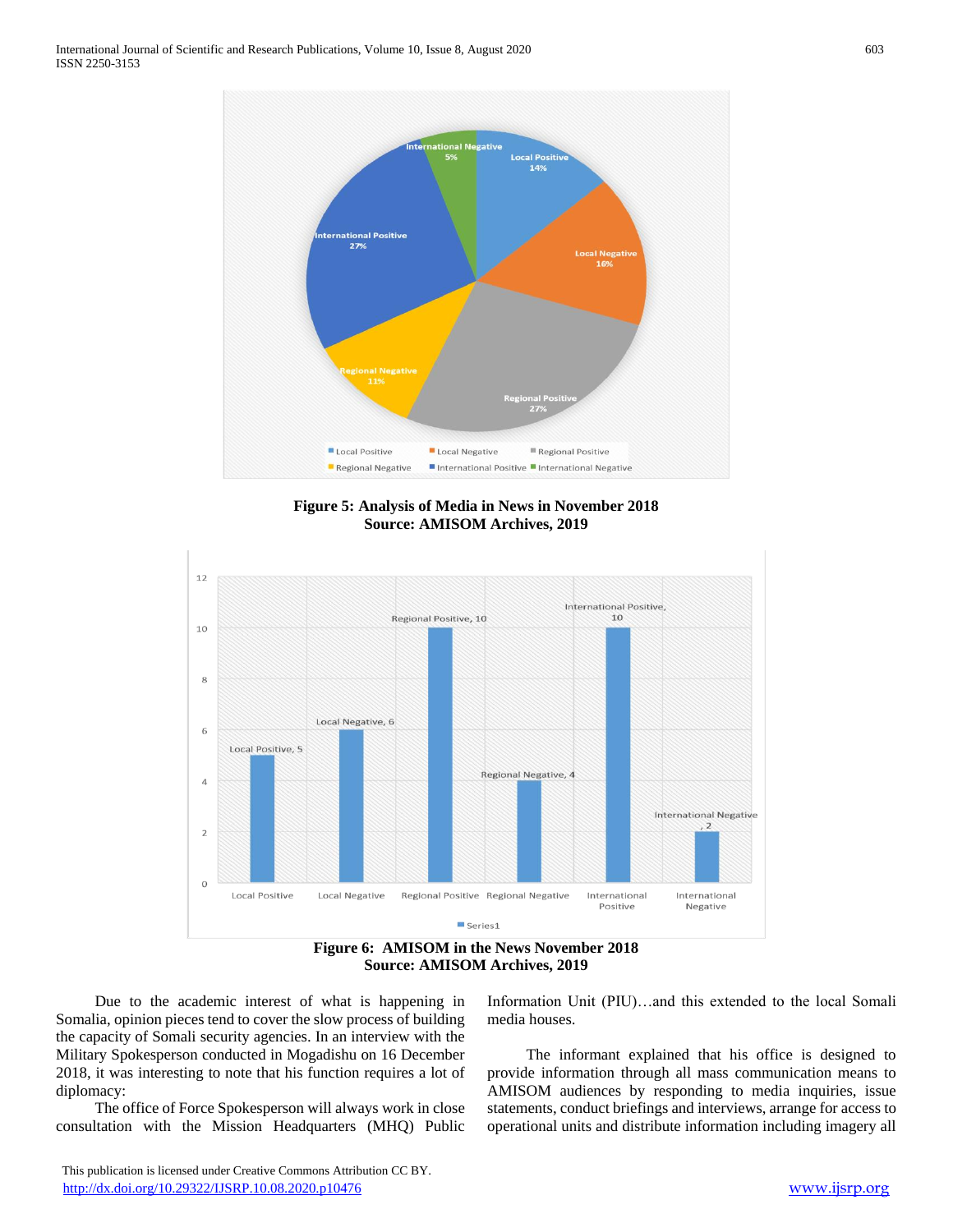**Figure 5: Analysis of Media in News in November 2018**
**Source: AMISOM Archives, 2019**

**Figure 6: AMISOM in the News November 2018**
**Source: AMISOM Archives, 2019**

Due to the academic interest of what is happening in Somalia, opinion pieces tend to cover the slow process of building the capacity of Somali security agencies. In an interview with the Military Spokesperson conducted in Mogadishu on 16 December 2018, it was interesting to note that his function requires a lot of diplomacy:

The office of Force Spokesperson will always work in close consultation with the Mission Headquarters (MHQ) Public Information Unit (PIU)…and this extended to the local Somali media houses.

The informant explained that his office is designed to provide information through all mass communication means to AMISOM audiences by responding to media inquiries, issue statements, conduct briefings and interviews, arrange for access to operational units and distribute information including imagery all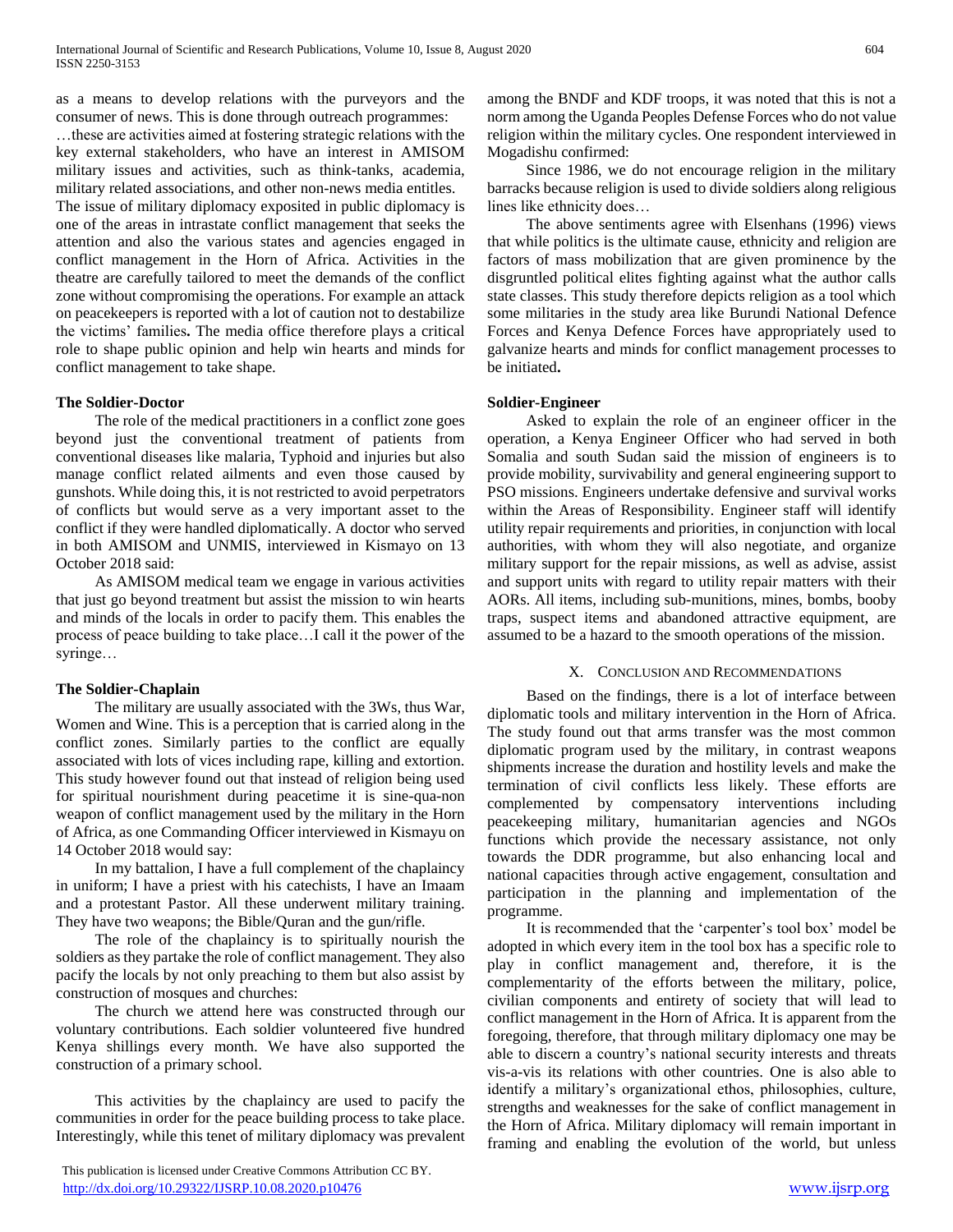as a means to develop relations with the purveyors and the consumer of news. This is done through outreach programmes:

…these are activities aimed at fostering strategic relations with the key external stakeholders, who have an interest in AMISOM military issues and activities, such as think-tanks, academia, military related associations, and other non-news media entitles.

The issue of military diplomacy exposited in public diplomacy is one of the areas in intrastate conflict management that seeks the attention and also the various states and agencies engaged in conflict management in the Horn of Africa. Activities in the theatre are carefully tailored to meet the demands of the conflict zone without compromising the operations. For example an attack on peacekeepers is reported with a lot of caution not to destabilize the victims' families**.** The media office therefore plays a critical role to shape public opinion and help win hearts and minds for conflict management to take shape.

**The Soldier-Doctor**

The role of the medical practitioners in a conflict zone goes beyond just the conventional treatment of patients from conventional diseases like malaria, Typhoid and injuries but also manage conflict related ailments and even those caused by gunshots. While doing this, it is not restricted to avoid perpetrators of conflicts but would serve as a very important asset to the conflict if they were handled diplomatically. A doctor who served in both AMISOM and UNMIS, interviewed in Kismayo on 13 October 2018 said:

As AMISOM medical team we engage in various activities that just go beyond treatment but assist the mission to win hearts and minds of the locals in order to pacify them. This enables the process of peace building to take place…I call it the power of the syringe…

**The Soldier-Chaplain**

The military are usually associated with the 3Ws, thus War, Women and Wine. This is a perception that is carried along in the conflict zones. Similarly parties to the conflict are equally associated with lots of vices including rape, killing and extortion. This study however found out that instead of religion being used for spiritual nourishment during peacetime it is sine-qua-non weapon of conflict management used by the military in the Horn of Africa, as one Commanding Officer interviewed in Kismayu on 14 October 2018 would say:

In my battalion, I have a full complement of the chaplaincy in uniform; I have a priest with his catechists, I have an Imaam and a protestant Pastor. All these underwent military training. They have two weapons; the Bible/Quran and the gun/rifle.

The role of the chaplaincy is to spiritually nourish the soldiers as they partake the role of conflict management. They also pacify the locals by not only preaching to them but also assist by construction of mosques and churches:

The church we attend here was constructed through our voluntary contributions. Each soldier volunteered five hundred Kenya shillings every month. We have also supported the construction of a primary school.

This activities by the chaplaincy are used to pacify the communities in order for the peace building process to take place. Interestingly, while this tenet of military diplomacy was prevalent among the BNDF and KDF troops, it was noted that this is not a norm among the Uganda Peoples Defense Forces who do not value religion within the military cycles. One respondent interviewed in Mogadishu confirmed:

Since 1986, we do not encourage religion in the military barracks because religion is used to divide soldiers along religious lines like ethnicity does…

The above sentiments agree with Elsenhans (1996) views that while politics is the ultimate cause, ethnicity and religion are factors of mass mobilization that are given prominence by the disgruntled political elites fighting against what the author calls state classes. This study therefore depicts religion as a tool which some militaries in the study area like Burundi National Defence Forces and Kenya Defence Forces have appropriately used to galvanize hearts and minds for conflict management processes to be initiated**.**

**Soldier-Engineer**

Asked to explain the role of an engineer officer in the operation, a Kenya Engineer Officer who had served in both Somalia and south Sudan said the mission of engineers is to provide mobility, survivability and general engineering support to PSO missions. Engineers undertake defensive and survival works within the Areas of Responsibility. Engineer staff will identify utility repair requirements and priorities, in conjunction with local authorities, with whom they will also negotiate, and organize military support for the repair missions, as well as advise, assist and support units with regard to utility repair matters with their AORs. All items, including sub-munitions, mines, bombs, booby traps, suspect items and abandoned attractive equipment, are assumed to be a hazard to the smooth operations of the mission.

## X. Conclusion and Recommendations

Based on the findings, there is a lot of interface between diplomatic tools and military intervention in the Horn of Africa. The study found out that arms transfer was the most common diplomatic program used by the military, in contrast weapons shipments increase the duration and hostility levels and make the termination of civil conflicts less likely. These efforts are complemented by compensatory interventions including peacekeeping military, humanitarian agencies and NGOs functions which provide the necessary assistance, not only towards the DDR programme, but also enhancing local and national capacities through active engagement, consultation and participation in the planning and implementation of the programme.

It is recommended that the 'carpenter's tool box' model be adopted in which every item in the tool box has a specific role to play in conflict management and, therefore, it is the complementarity of the efforts between the military, police, civilian components and entirety of society that will lead to conflict management in the Horn of Africa. It is apparent from the foregoing, therefore, that through military diplomacy one may be able to discern a country's national security interests and threats vis-a-vis its relations with other countries. One is also able to identify a military's organizational ethos, philosophies, culture, strengths and weaknesses for the sake of conflict management in the Horn of Africa. Military diplomacy will remain important in framing and enabling the evolution of the world, but unless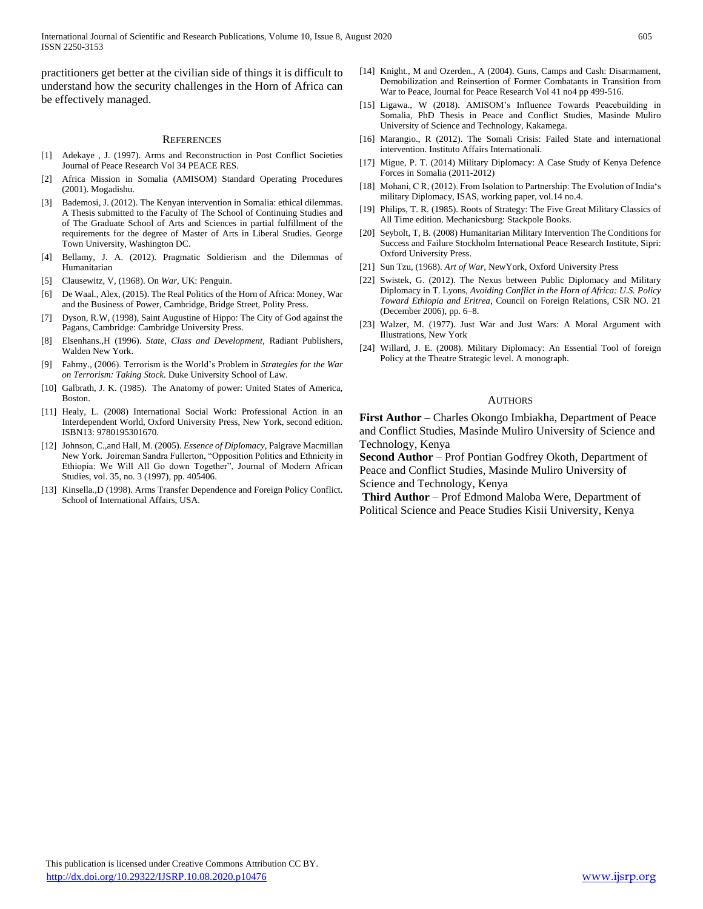practitioners get better at the civilian side of things it is difficult to understand how the security challenges in the Horn of Africa can be effectively managed.

## REFERENCES

[1] Adekaye , J. (1997). Arms and Reconstruction in Post Conflict Societies Journal of Peace Research Vol 34 PEACE RES.

[2] Africa Mission in Somalia (AMISOM) Standard Operating Procedures (2001). Mogadishu.

[3] Bademosi, J. (2012). The Kenyan intervention in Somalia: ethical dilemmas. A Thesis submitted to the Faculty of The School of Continuing Studies and of The Graduate School of Arts and Sciences in partial fulfillment of the requirements for the degree of Master of Arts in Liberal Studies. George Town University, Washington DC.

[4] Bellamy, J. A. (2012). Pragmatic Soldierism and the Dilemmas of Humanitarian

[5] Clausewitz, V, (1968). On *War*, UK: Penguin.

[6] De Waal., Alex, (2015). The Real Politics of the Horn of Africa: Money, War and the Business of Power, Cambridge, Bridge Street, Polity Press.

[7] Dyson, R.W, (1998), Saint Augustine of Hippo: The City of God against the Pagans, Cambridge: Cambridge University Press.

[8] Elsenhans.,H (1996). *State, Class and Development*, Radiant Publishers, Walden New York.

[9] Fahmy., (2006). Terrorism is the World's Problem in *Strategies for the War on Terrorism: Taking Stock*. Duke University School of Law.

[10] Galbrath, J. K. (1985). The Anatomy of power: United States of America, Boston.

[11] Healy, L. (2008) International Social Work: Professional Action in an Interdependent World, Oxford University Press, New York, second edition. ISBN13: 9780195301670.

[12] Johnson, C.,and Hall, M. (2005). *Essence of Diplomacy*, Palgrave Macmillan New York. Joireman Sandra Fullerton, "Opposition Politics and Ethnicity in Ethiopia: We Will All Go down Together", Journal of Modern African Studies, vol. 35, no. 3 (1997), pp. 405406.

[13] Kinsella.,D (1998). Arms Transfer Dependence and Foreign Policy Conflict. School of International Affairs, USA.

[14] Knight., M and Ozerden., A (2004). Guns, Camps and Cash: Disarmament, Demobilization and Reinsertion of Former Combatants in Transition from War to Peace, Journal for Peace Research Vol 41 no4 pp 499-516.

[15] Ligawa., W (2018). AMISOM's Influence Towards Peacebuilding in Somalia, PhD Thesis in Peace and Conflict Studies, Masinde Muliro University of Science and Technology, Kakamega.

[16] Marangio., R (2012). The Somali Crisis: Failed State and international intervention. Instituto Affairs Internationali.

[17] Migue, P. T. (2014) Military Diplomacy: A Case Study of Kenya Defence Forces in Somalia (2011-2012)

[18] Mohani, C R, (2012). From Isolation to Partnership: The Evolution of India's military Diplomacy, ISAS, working paper, vol.14 no.4.

[19] Philips, T. R. (1985). Roots of Strategy: The Five Great Military Classics of All Time edition. Mechanicsburg: Stackpole Books.

[20] Seybolt, T, B. (2008) Humanitarian Military Intervention The Conditions for Success and Failure Stockholm International Peace Research Institute, Sipri: Oxford University Press.

[21] Sun Tzu, (1968). *Art of War*, NewYork, Oxford University Press

[22] Swistek, G. (2012). The Nexus between Public Diplomacy and Military Diplomacy in T. Lyons, *Avoiding Conflict in the Horn of Africa: U.S. Policy Toward Ethiopia and Eritrea*, Council on Foreign Relations, CSR NO. 21 (December 2006), pp. 6–8.

[23] Walzer, M. (1977). Just War and Just Wars: A Moral Argument with Illustrations, New York

[24] Willard, J. E. (2008). Military Diplomacy: An Essential Tool of foreign Policy at the Theatre Strategic level. A monograph.

## AUTHORS

**First Author** – Charles Okongo Imbiakha, Department of Peace and Conflict Studies, Masinde Muliro University of Science and Technology, Kenya

**Second Author** – Prof Pontian Godfrey Okoth, Department of Peace and Conflict Studies, Masinde Muliro University of Science and Technology, Kenya

**Third Author** – Prof Edmond Maloba Were, Department of Political Science and Peace Studies Kisii University, Kenya